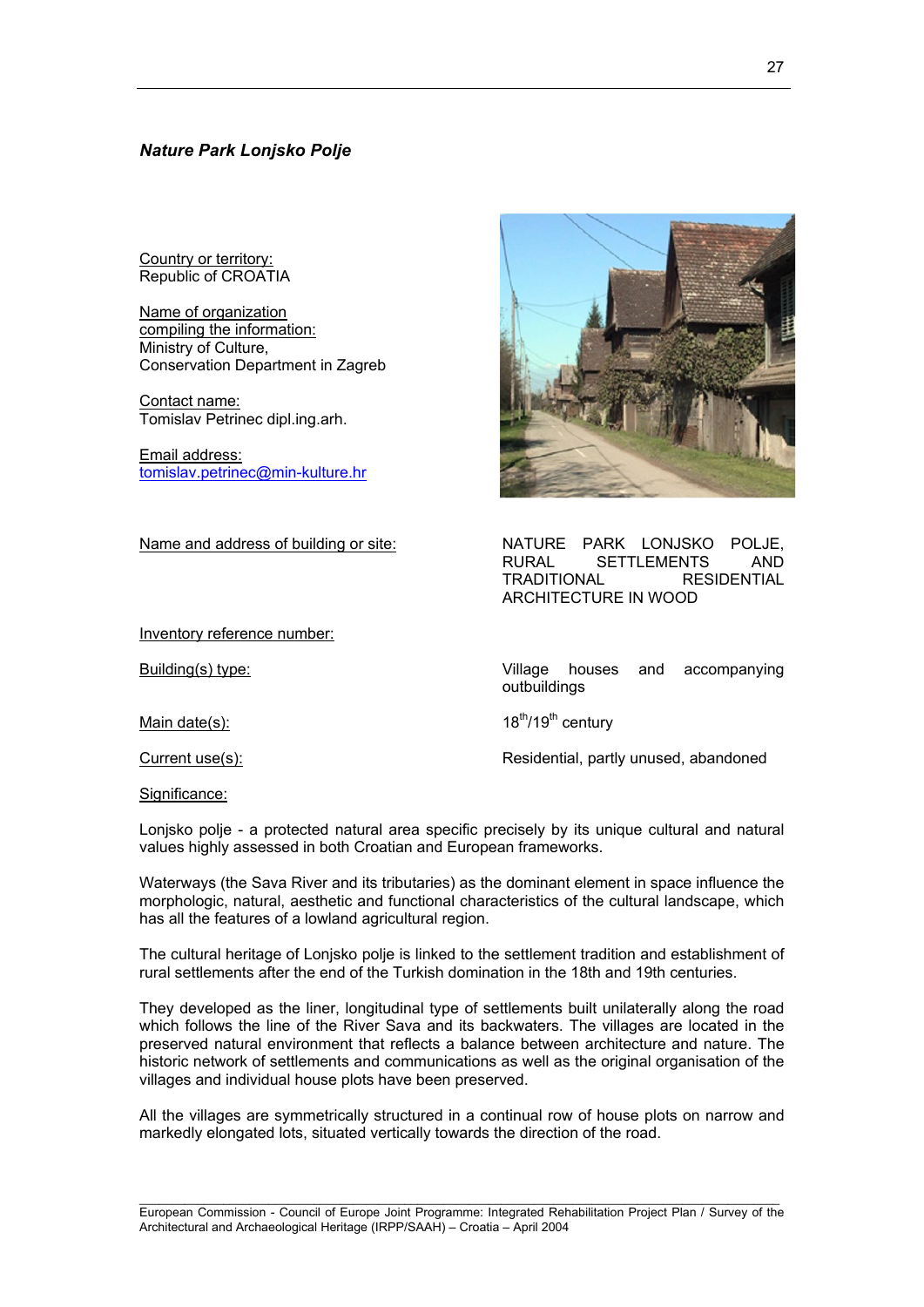***Nature Park Lonjsko Polje***

Country or territory:
Republic of CROATIA

Name of organization compiling the information:
Ministry of Culture,
Conservation Department in Zagreb

Contact name:
Tomislav Petrinec dipl.ing.arh.

Email address:
tomislav.petrinec@min-kulture.hr

Name and address of building or site: NATURE PARK LONJSKO POLJE, RURAL SETTLEMENTS AND TRADITIONAL RESIDENTIAL ARCHITECTURE IN WOOD

Inventory reference number:

Building(s) type: Village houses and accompanying outbuildings

Main date(s): 18th/19th century

Current use(s): Residential, partly unused, abandoned

Significance:

Lonjsko polje - a protected natural area specific precisely by its unique cultural and natural values highly assessed in both Croatian and European frameworks.

Waterways (the Sava River and its tributaries) as the dominant element in space influence the morphologic, natural, aesthetic and functional characteristics of the cultural landscape, which has all the features of a lowland agricultural region.

The cultural heritage of Lonjsko polje is linked to the settlement tradition and establishment of rural settlements after the end of the Turkish domination in the 18th and 19th centuries.

They developed as the liner, longitudinal type of settlements built unilaterally along the road which follows the line of the River Sava and its backwaters. The villages are located in the preserved natural environment that reflects a balance between architecture and nature. The historic network of settlements and communications as well as the original organisation of the villages and individual house plots have been preserved.

All the villages are symmetrically structured in a continual row of house plots on narrow and markedly elongated lots, situated vertically towards the direction of the road.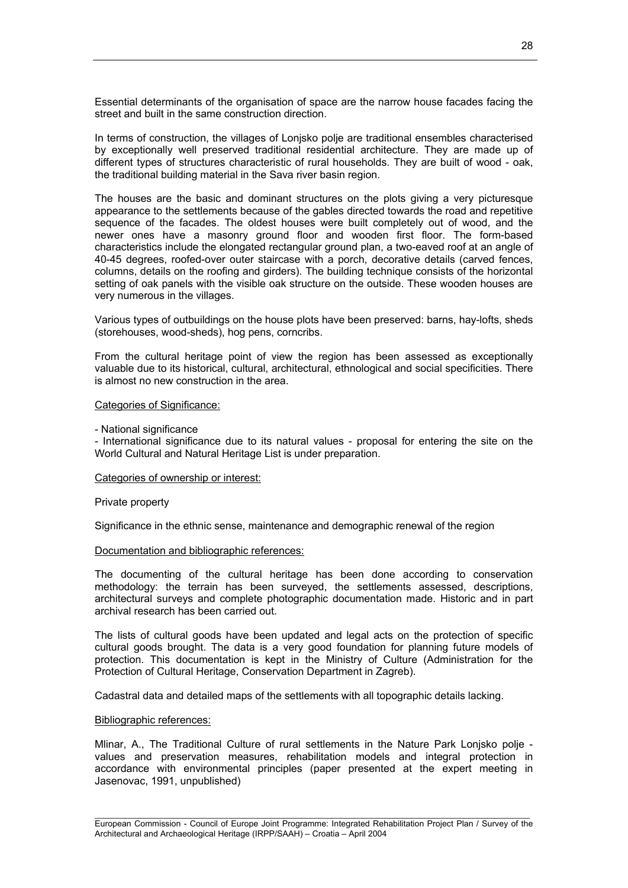Essential determinants of the organisation of space are the narrow house facades facing the street and built in the same construction direction.

In terms of construction, the villages of Lonjsko polje are traditional ensembles characterised by exceptionally well preserved traditional residential architecture. They are made up of different types of structures characteristic of rural households. They are built of wood - oak, the traditional building material in the Sava river basin region.

The houses are the basic and dominant structures on the plots giving a very picturesque appearance to the settlements because of the gables directed towards the road and repetitive sequence of the facades. The oldest houses were built completely out of wood, and the newer ones have a masonry ground floor and wooden first floor. The form-based characteristics include the elongated rectangular ground plan, a two-eaved roof at an angle of 40-45 degrees, roofed-over outer staircase with a porch, decorative details (carved fences, columns, details on the roofing and girders). The building technique consists of the horizontal setting of oak panels with the visible oak structure on the outside. These wooden houses are very numerous in the villages.

Various types of outbuildings on the house plots have been preserved: barns, hay-lofts, sheds (storehouses, wood-sheds), hog pens, corncribs.

From the cultural heritage point of view the region has been assessed as exceptionally valuable due to its historical, cultural, architectural, ethnological and social specificities. There is almost no new construction in the area.

<u>Categories of Significance:</u>

- National significance
- International significance due to its natural values - proposal for entering the site on the World Cultural and Natural Heritage List is under preparation.

<u>Categories of ownership or interest:</u>

Private property

Significance in the ethnic sense, maintenance and demographic renewal of the region

<u>Documentation and bibliographic references:</u>

The documenting of the cultural heritage has been done according to conservation methodology: the terrain has been surveyed, the settlements assessed, descriptions, architectural surveys and complete photographic documentation made. Historic and in part archival research has been carried out.

The lists of cultural goods have been updated and legal acts on the protection of specific cultural goods brought. The data is a very good foundation for planning future models of protection. This documentation is kept in the Ministry of Culture (Administration for the Protection of Cultural Heritage, Conservation Department in Zagreb).

Cadastral data and detailed maps of the settlements with all topographic details lacking.

<u>Bibliographic references:</u>

Mlinar, A., The Traditional Culture of rural settlements in the Nature Park Lonjsko polje - values and preservation measures, rehabilitation models and integral protection in accordance with environmental principles (paper presented at the expert meeting in Jasenovac, 1991, unpublished)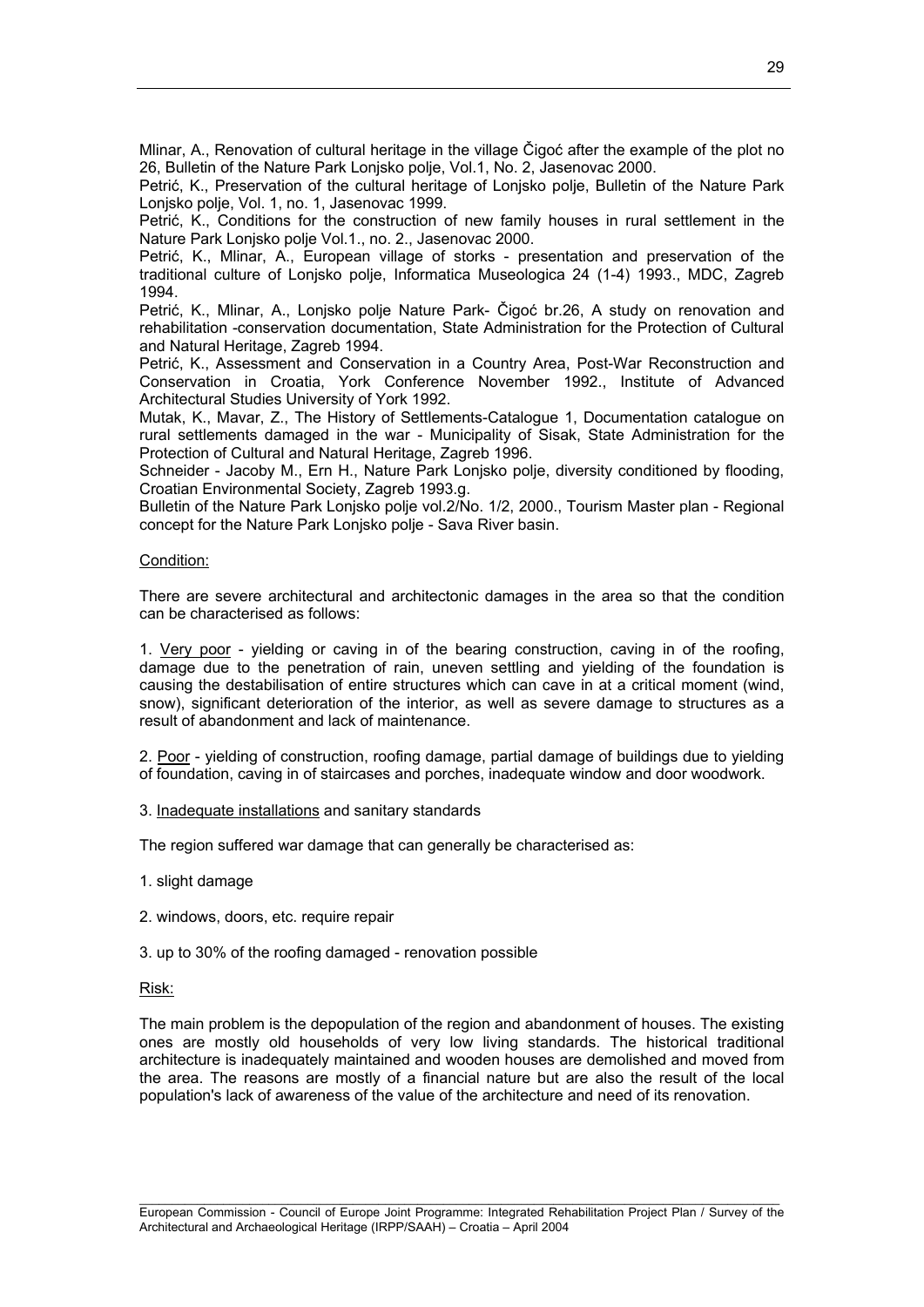Mlinar, A., Renovation of cultural heritage in the village Čigoć after the example of the plot no 26, Bulletin of the Nature Park Lonjsko polje, Vol.1, No. 2, Jasenovac 2000.

Petrić, K., Preservation of the cultural heritage of Lonjsko polje, Bulletin of the Nature Park Lonjsko polje, Vol. 1, no. 1, Jasenovac 1999.

Petrić, K., Conditions for the construction of new family houses in rural settlement in the Nature Park Lonjsko polje Vol.1., no. 2., Jasenovac 2000.

Petrić, K., Mlinar, A., European village of storks - presentation and preservation of the traditional culture of Lonjsko polje, Informatica Museologica 24 (1-4) 1993., MDC, Zagreb 1994.

Petrić, K., Mlinar, A., Lonjsko polje Nature Park- Čigoć br.26, A study on renovation and rehabilitation -conservation documentation, State Administration for the Protection of Cultural and Natural Heritage, Zagreb 1994.

Petrić, K., Assessment and Conservation in a Country Area, Post-War Reconstruction and Conservation in Croatia, York Conference November 1992., Institute of Advanced Architectural Studies University of York 1992.

Mutak, K., Mavar, Z., The History of Settlements-Catalogue 1, Documentation catalogue on rural settlements damaged in the war - Municipality of Sisak, State Administration for the Protection of Cultural and Natural Heritage, Zagreb 1996.

Schneider - Jacoby M., Ern H., Nature Park Lonjsko polje, diversity conditioned by flooding, Croatian Environmental Society, Zagreb 1993.g.

Bulletin of the Nature Park Lonjsko polje vol.2/No. 1/2, 2000., Tourism Master plan - Regional concept for the Nature Park Lonjsko polje - Sava River basin.

Condition:

There are severe architectural and architectonic damages in the area so that the condition can be characterised as follows:

1. Very poor - yielding or caving in of the bearing construction, caving in of the roofing, damage due to the penetration of rain, uneven settling and yielding of the foundation is causing the destabilisation of entire structures which can cave in at a critical moment (wind, snow), significant deterioration of the interior, as well as severe damage to structures as a result of abandonment and lack of maintenance.

2. Poor - yielding of construction, roofing damage, partial damage of buildings due to yielding of foundation, caving in of staircases and porches, inadequate window and door woodwork.

3. Inadequate installations and sanitary standards

The region suffered war damage that can generally be characterised as:

1. slight damage

2. windows, doors, etc. require repair

3. up to 30% of the roofing damaged - renovation possible

Risk:

The main problem is the depopulation of the region and abandonment of houses. The existing ones are mostly old households of very low living standards. The historical traditional architecture is inadequately maintained and wooden houses are demolished and moved from the area. The reasons are mostly of a financial nature but are also the result of the local population's lack of awareness of the value of the architecture and need of its renovation.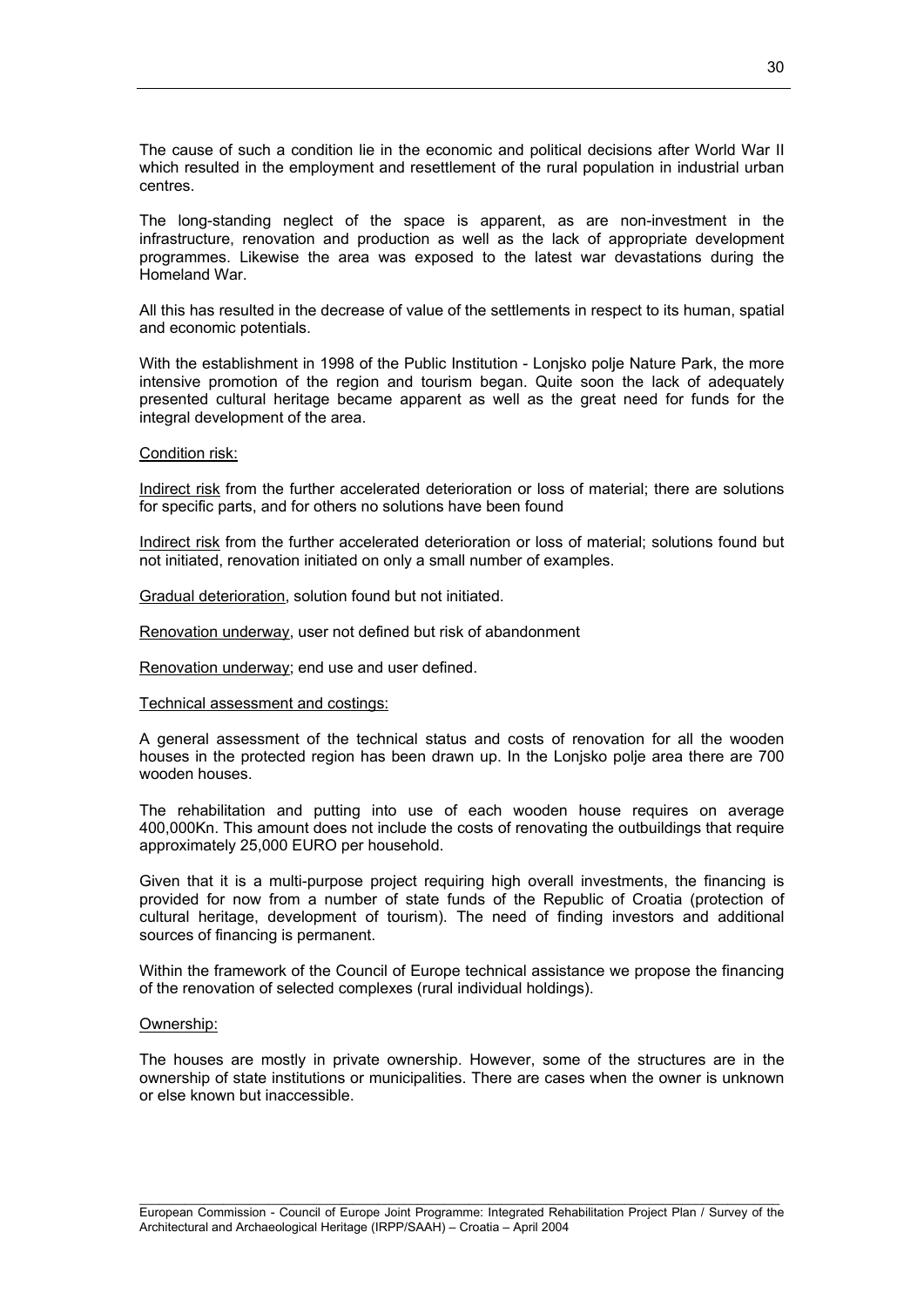The cause of such a condition lie in the economic and political decisions after World War II which resulted in the employment and resettlement of the rural population in industrial urban centres.

The long-standing neglect of the space is apparent, as are non-investment in the infrastructure, renovation and production as well as the lack of appropriate development programmes. Likewise the area was exposed to the latest war devastations during the Homeland War.

All this has resulted in the decrease of value of the settlements in respect to its human, spatial and economic potentials.

With the establishment in 1998 of the Public Institution - Lonjsko polje Nature Park, the more intensive promotion of the region and tourism began. Quite soon the lack of adequately presented cultural heritage became apparent as well as the great need for funds for the integral development of the area.

<u>Condition risk:</u>

<u>Indirect risk</u> from the further accelerated deterioration or loss of material; there are solutions for specific parts, and for others no solutions have been found

<u>Indirect risk</u> from the further accelerated deterioration or loss of material; solutions found but not initiated, renovation initiated on only a small number of examples.

<u>Gradual deterioration</u>, solution found but not initiated.

<u>Renovation underway</u>, user not defined but risk of abandonment

<u>Renovation underway</u>; end use and user defined.

<u>Technical assessment and costings:</u>

A general assessment of the technical status and costs of renovation for all the wooden houses in the protected region has been drawn up. In the Lonjsko polje area there are 700 wooden houses.

The rehabilitation and putting into use of each wooden house requires on average 400,000Kn. This amount does not include the costs of renovating the outbuildings that require approximately 25,000 EURO per household.

Given that it is a multi-purpose project requiring high overall investments, the financing is provided for now from a number of state funds of the Republic of Croatia (protection of cultural heritage, development of tourism). The need of finding investors and additional sources of financing is permanent.

Within the framework of the Council of Europe technical assistance we propose the financing of the renovation of selected complexes (rural individual holdings).

<u>Ownership:</u>

The houses are mostly in private ownership. However, some of the structures are in the ownership of state institutions or municipalities. There are cases when the owner is unknown or else known but inaccessible.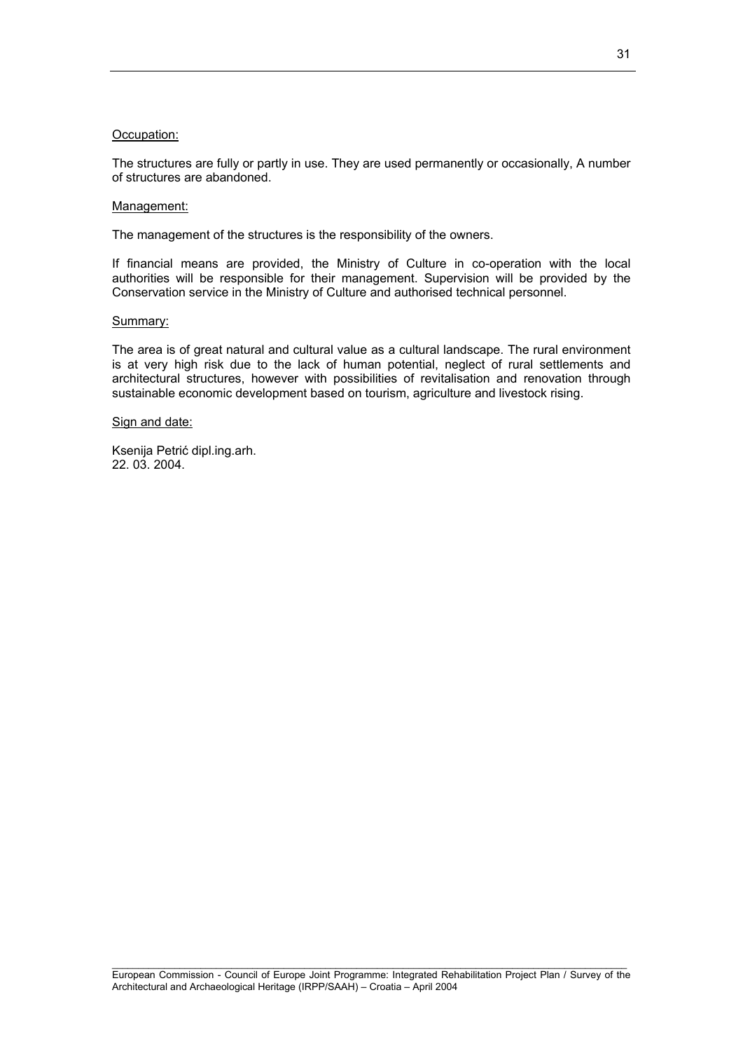Occupation:

The structures are fully or partly in use. They are used permanently or occasionally, A number of structures are abandoned.

Management:

The management of the structures is the responsibility of the owners.

If financial means are provided, the Ministry of Culture in co-operation with the local authorities will be responsible for their management. Supervision will be provided by the Conservation service in the Ministry of Culture and authorised technical personnel.

Summary:

The area is of great natural and cultural value as a cultural landscape. The rural environment is at very high risk due to the lack of human potential, neglect of rural settlements and architectural structures, however with possibilities of revitalisation and renovation through sustainable economic development based on tourism, agriculture and livestock rising.

Sign and date:

Ksenija Petrić dipl.ing.arh.
22. 03. 2004.